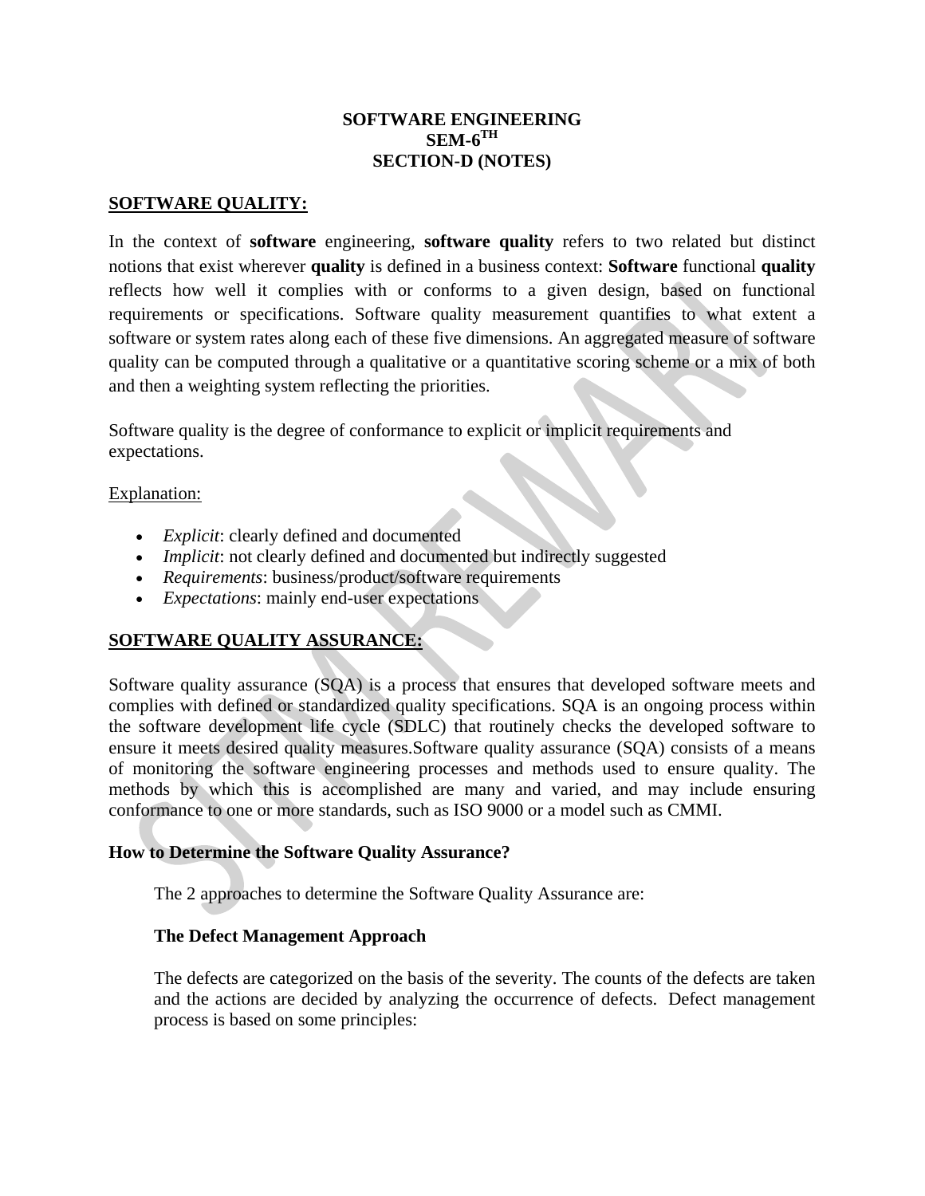**SOFTWARE ENGINEERING**
**SEM-6TH**
**SECTION-D (NOTES)**

## SOFTWARE QUALITY:

In the context of **software** engineering, **software quality** refers to two related but distinct notions that exist wherever **quality** is defined in a business context: **Software** functional **quality** reflects how well it complies with or conforms to a given design, based on functional requirements or specifications. Software quality measurement quantifies to what extent a software or system rates along each of these five dimensions. An aggregated measure of software quality can be computed through a qualitative or a quantitative scoring scheme or a mix of both and then a weighting system reflecting the priorities.

Software quality is the degree of conformance to explicit or implicit requirements and expectations.

Explanation:

- *Explicit*: clearly defined and documented
- *Implicit*: not clearly defined and documented but indirectly suggested
- *Requirements*: business/product/software requirements
- *Expectations*: mainly end-user expectations

## SOFTWARE QUALITY ASSURANCE:

Software quality assurance (SQA) is a process that ensures that developed software meets and complies with defined or standardized quality specifications. SQA is an ongoing process within the software development life cycle (SDLC) that routinely checks the developed software to ensure it meets desired quality measures.Software quality assurance (SQA) consists of a means of monitoring the software engineering processes and methods used to ensure quality. The methods by which this is accomplished are many and varied, and may include ensuring conformance to one or more standards, such as ISO 9000 or a model such as CMMI.

### How to Determine the Software Quality Assurance?

The 2 approaches to determine the Software Quality Assurance are:

**The Defect Management Approach**

The defects are categorized on the basis of the severity. The counts of the defects are taken and the actions are decided by analyzing the occurrence of defects. Defect management process is based on some principles: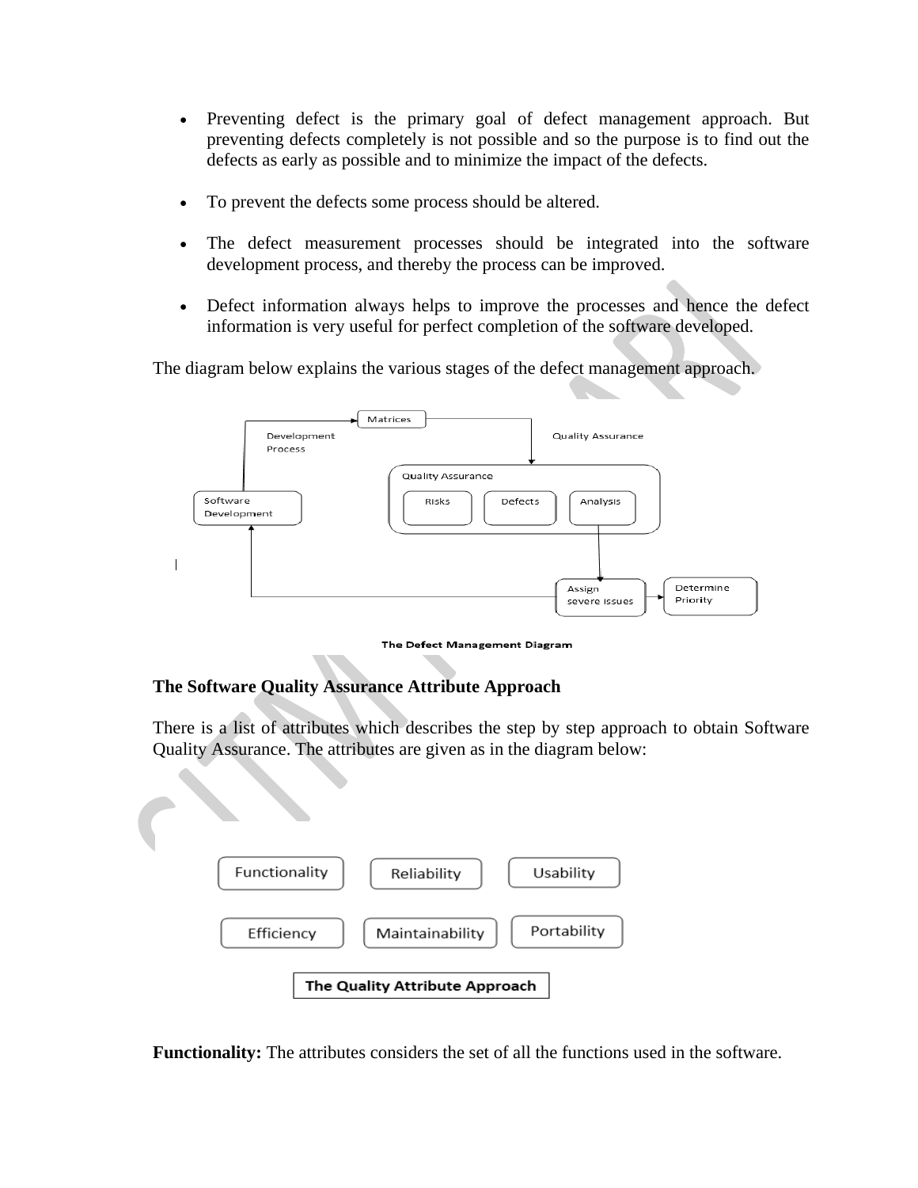- Preventing defect is the primary goal of defect management approach. But preventing defects completely is not possible and so the purpose is to find out the defects as early as possible and to minimize the impact of the defects.

- To prevent the defects some process should be altered.

- The defect measurement processes should be integrated into the software development process, and thereby the process can be improved.

- Defect information always helps to improve the processes and hence the defect information is very useful for perfect completion of the software developed.

The diagram below explains the various stages of the defect management approach.

Matrices

Development Process

Quality Assurance

Quality Assurance

Risks

Defects

Analysis

Software Development

Assign severe Issues

Determine Priority

**The Defect Management Diagram**

### The Software Quality Assurance Attribute Approach

There is a list of attributes which describes the step by step approach to obtain Software Quality Assurance. The attributes are given as in the diagram below:

Functionality

Reliability

Usability

Efficiency

Maintainability

Portability

**The Quality Attribute Approach**

**Functionality:** The attributes considers the set of all the functions used in the software.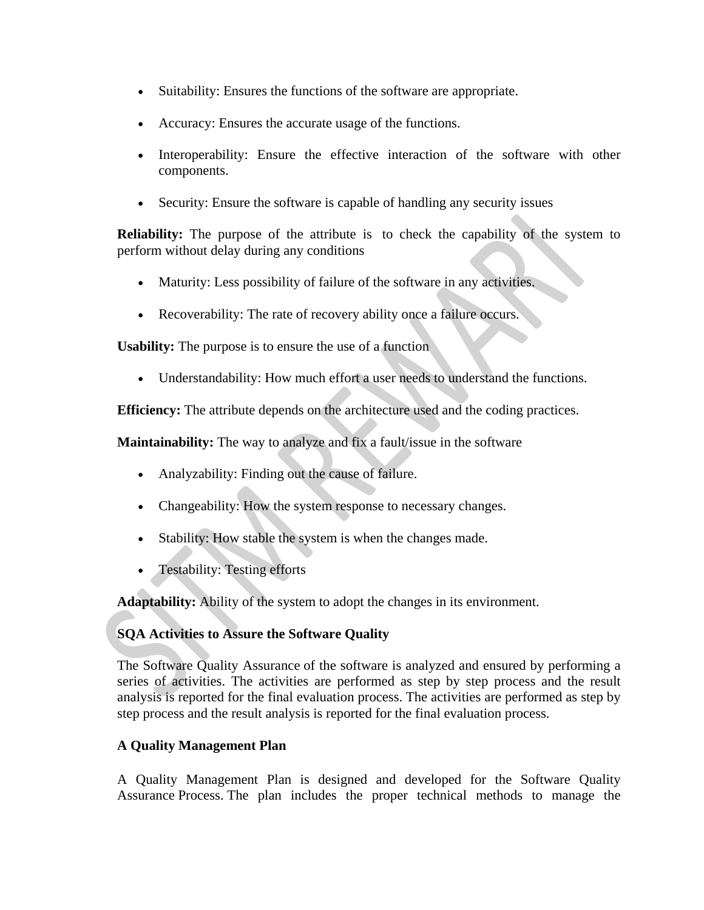- Suitability: Ensures the functions of the software are appropriate.
- Accuracy: Ensures the accurate usage of the functions.
- Interoperability: Ensure the effective interaction of the software with other components.
- Security: Ensure the software is capable of handling any security issues

**Reliability:** The purpose of the attribute is to check the capability of the system to perform without delay during any conditions

- Maturity: Less possibility of failure of the software in any activities.
- Recoverability: The rate of recovery ability once a failure occurs.

**Usability:** The purpose is to ensure the use of a function

- Understandability: How much effort a user needs to understand the functions.

**Efficiency:** The attribute depends on the architecture used and the coding practices.

**Maintainability:** The way to analyze and fix a fault/issue in the software

- Analyzability: Finding out the cause of failure.
- Changeability: How the system response to necessary changes.
- Stability: How stable the system is when the changes made.
- Testability: Testing efforts

**Adaptability:** Ability of the system to adopt the changes in its environment.

**SQA Activities to Assure the Software Quality**

The Software Quality Assurance of the software is analyzed and ensured by performing a series of activities. The activities are performed as step by step process and the result analysis is reported for the final evaluation process. The activities are performed as step by step process and the result analysis is reported for the final evaluation process.

**A Quality Management Plan**

A Quality Management Plan is designed and developed for the Software Quality Assurance Process. The plan includes the proper technical methods to manage the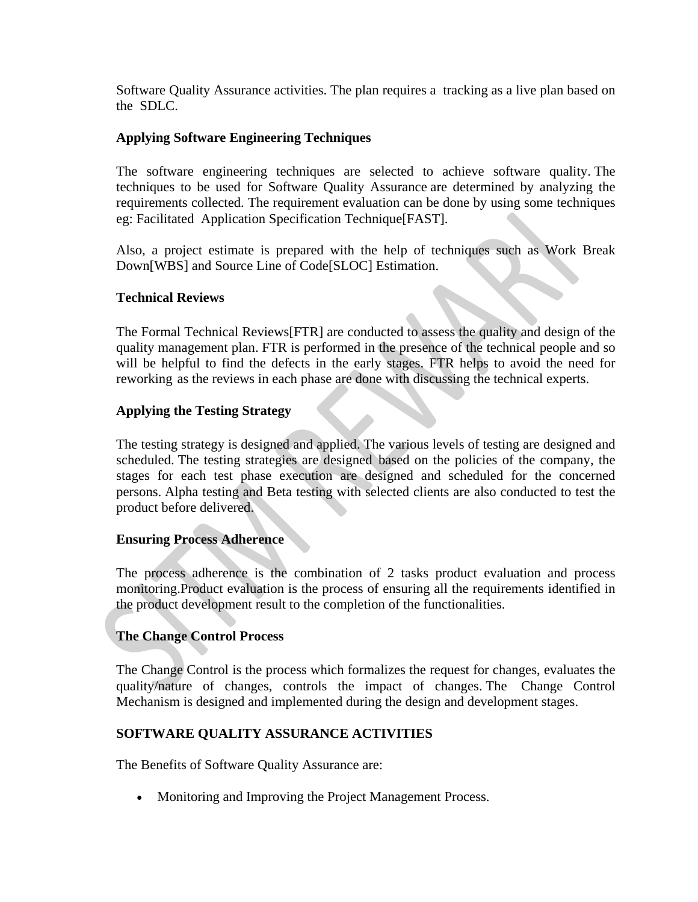Software Quality Assurance activities. The plan requires a tracking as a live plan based on the SDLC.

**Applying Software Engineering Techniques**

The software engineering techniques are selected to achieve software quality. The techniques to be used for Software Quality Assurance are determined by analyzing the requirements collected. The requirement evaluation can be done by using some techniques eg: Facilitated Application Specification Technique[FAST].

Also, a project estimate is prepared with the help of techniques such as Work Break Down[WBS] and Source Line of Code[SLOC] Estimation.

**Technical Reviews**

The Formal Technical Reviews[FTR] are conducted to assess the quality and design of the quality management plan. FTR is performed in the presence of the technical people and so will be helpful to find the defects in the early stages. FTR helps to avoid the need for reworking as the reviews in each phase are done with discussing the technical experts.

**Applying the Testing Strategy**

The testing strategy is designed and applied. The various levels of testing are designed and scheduled. The testing strategies are designed based on the policies of the company, the stages for each test phase execution are designed and scheduled for the concerned persons. Alpha testing and Beta testing with selected clients are also conducted to test the product before delivered.

**Ensuring Process Adherence**

The process adherence is the combination of 2 tasks product evaluation and process monitoring.Product evaluation is the process of ensuring all the requirements identified in the product development result to the completion of the functionalities.

**The Change Control Process**

The Change Control is the process which formalizes the request for changes, evaluates the quality/nature of changes, controls the impact of changes. The Change Control Mechanism is designed and implemented during the design and development stages.

**SOFTWARE QUALITY ASSURANCE ACTIVITIES**

The Benefits of Software Quality Assurance are:

- Monitoring and Improving the Project Management Process.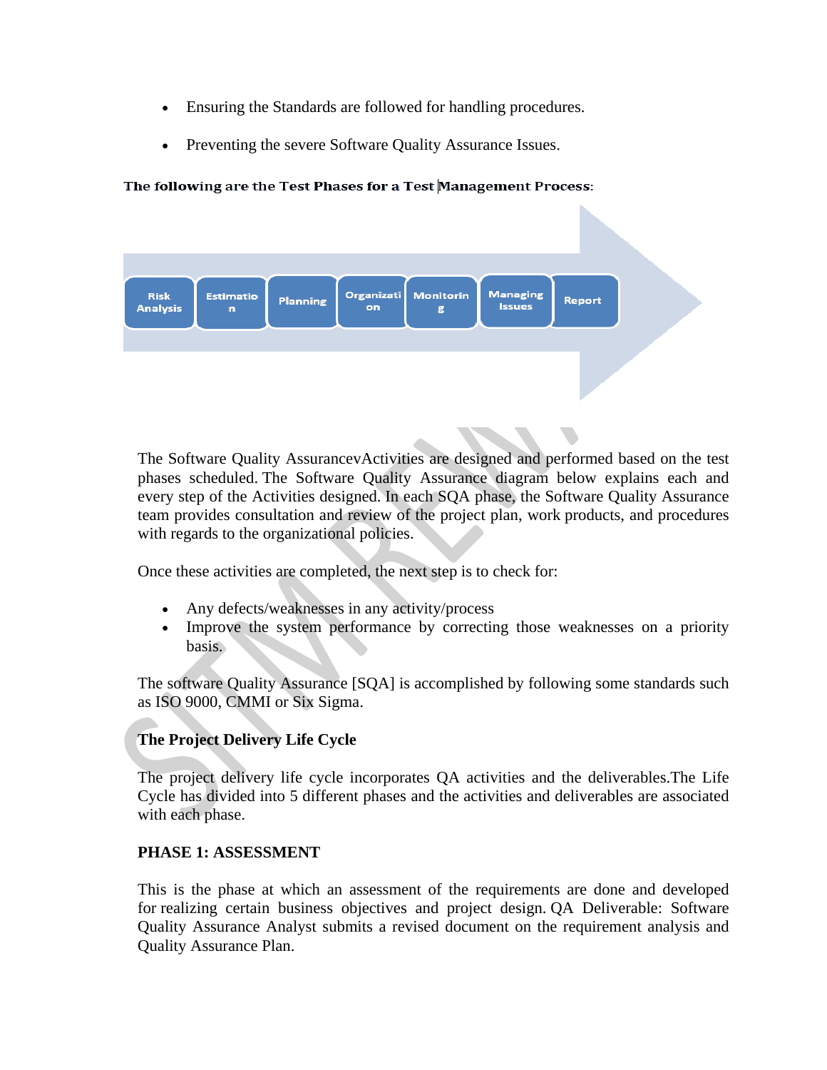- Ensuring the Standards are followed for handling procedures.
- Preventing the severe Software Quality Assurance Issues.

**The following are the Test Phases for a Test Management Process:**

Risk Analysis → Estimation → Planning → Organization → Monitoring → Managing Issues → Report

The Software Quality AssurancevActivities are designed and performed based on the test phases scheduled. The Software Quality Assurance diagram below explains each and every step of the Activities designed. In each SQA phase, the Software Quality Assurance team provides consultation and review of the project plan, work products, and procedures with regards to the organizational policies.

Once these activities are completed, the next step is to check for:

- Any defects/weaknesses in any activity/process
- Improve the system performance by correcting those weaknesses on a priority basis.

The software Quality Assurance [SQA] is accomplished by following some standards such as ISO 9000, CMMI or Six Sigma.

**The Project Delivery Life Cycle**

The project delivery life cycle incorporates QA activities and the deliverables.The Life Cycle has divided into 5 different phases and the activities and deliverables are associated with each phase.

**PHASE 1: ASSESSMENT**

This is the phase at which an assessment of the requirements are done and developed for realizing certain business objectives and project design. QA Deliverable: Software Quality Assurance Analyst submits a revised document on the requirement analysis and Quality Assurance Plan.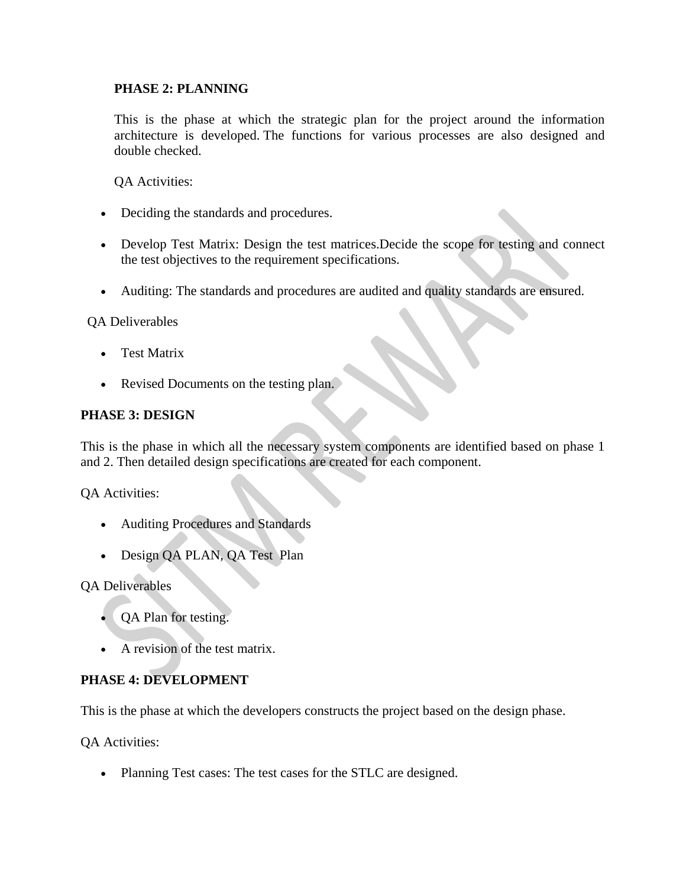**PHASE 2: PLANNING**

This is the phase at which the strategic plan for the project around the information architecture is developed. The functions for various processes are also designed and double checked.

QA Activities:

- Deciding the standards and procedures.
- Develop Test Matrix: Design the test matrices.Decide the scope for testing and connect the test objectives to the requirement specifications.
- Auditing: The standards and procedures are audited and quality standards are ensured.

QA Deliverables

- Test Matrix
- Revised Documents on the testing plan.

**PHASE 3: DESIGN**

This is the phase in which all the necessary system components are identified based on phase 1 and 2. Then detailed design specifications are created for each component.

QA Activities:

- Auditing Procedures and Standards
- Design QA PLAN, QA Test Plan

QA Deliverables

- QA Plan for testing.
- A revision of the test matrix.

**PHASE 4: DEVELOPMENT**

This is the phase at which the developers constructs the project based on the design phase.

QA Activities:

- Planning Test cases: The test cases for the STLC are designed.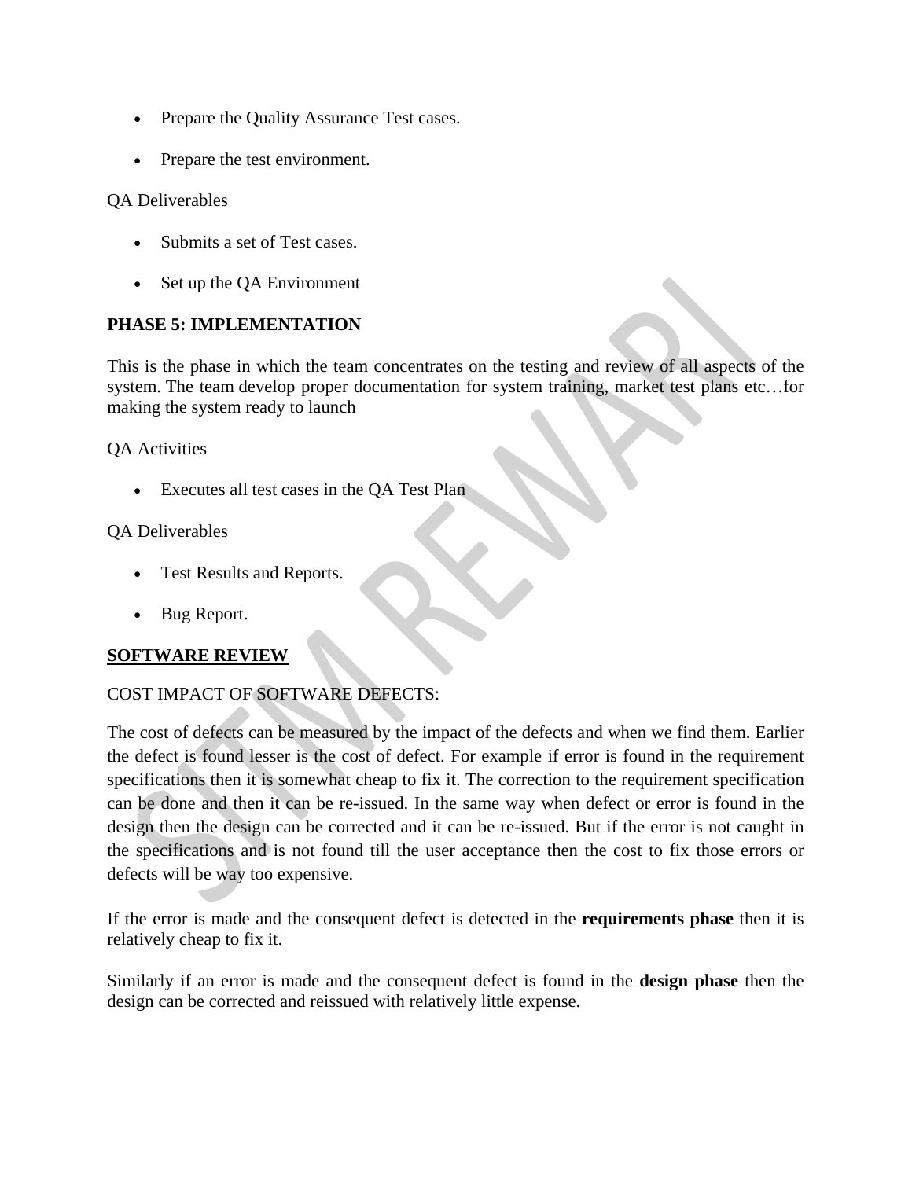- Prepare the Quality Assurance Test cases.
- Prepare the test environment.

QA Deliverables

- Submits a set of Test cases.
- Set up the QA Environment

**PHASE 5: IMPLEMENTATION**

This is the phase in which the team concentrates on the testing and review of all aspects of the system. The team develop proper documentation for system training, market test plans etc…for making the system ready to launch

QA Activities

- Executes all test cases in the QA Test Plan

QA Deliverables

- Test Results and Reports.
- Bug Report.

**SOFTWARE REVIEW**

COST IMPACT OF SOFTWARE DEFECTS:

The cost of defects can be measured by the impact of the defects and when we find them. Earlier the defect is found lesser is the cost of defect. For example if error is found in the requirement specifications then it is somewhat cheap to fix it. The correction to the requirement specification can be done and then it can be re-issued. In the same way when defect or error is found in the design then the design can be corrected and it can be re-issued. But if the error is not caught in the specifications and is not found till the user acceptance then the cost to fix those errors or defects will be way too expensive.

If the error is made and the consequent defect is detected in the **requirements phase** then it is relatively cheap to fix it.

Similarly if an error is made and the consequent defect is found in the **design phase** then the design can be corrected and reissued with relatively little expense.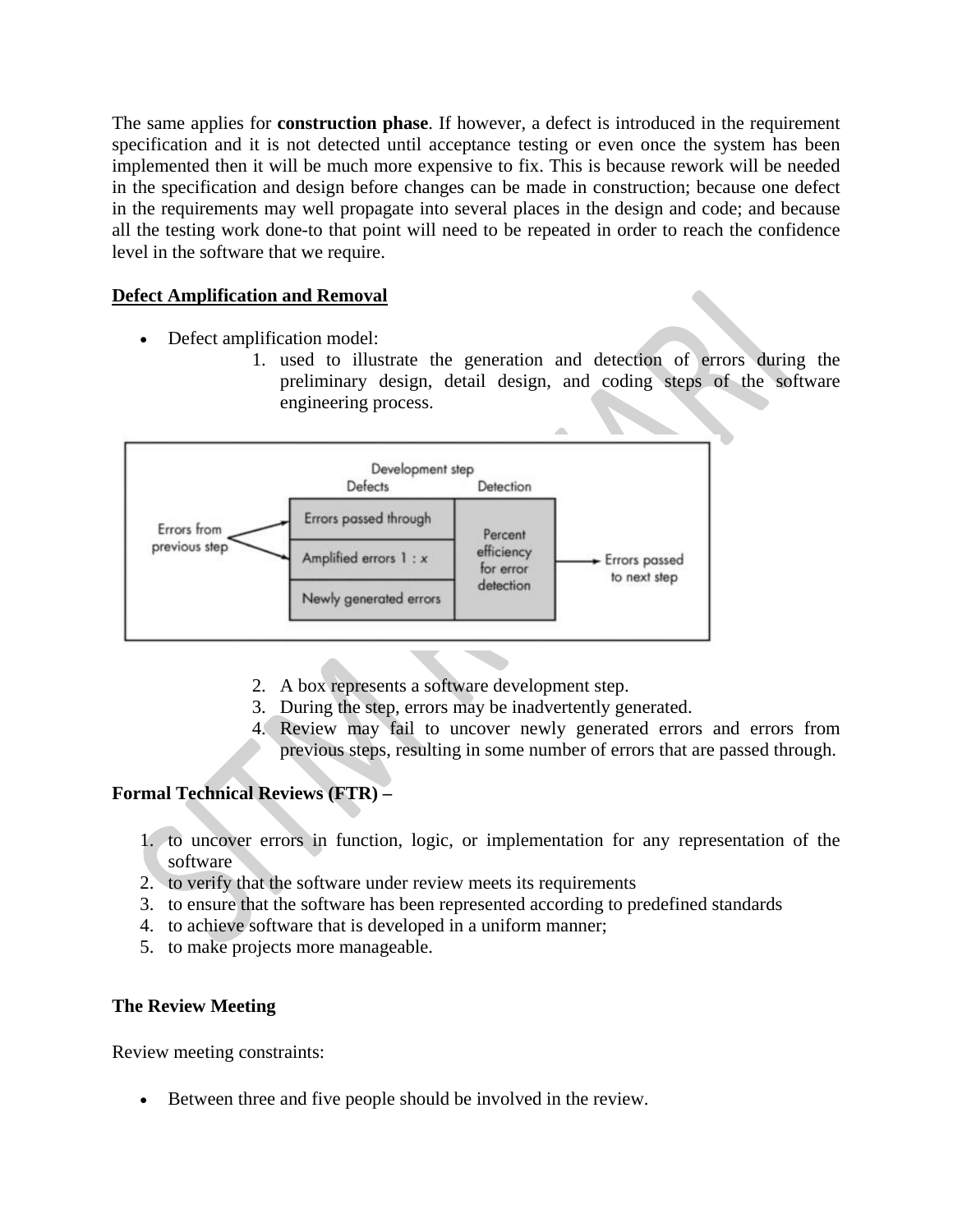The same applies for **construction phase**. If however, a defect is introduced in the requirement specification and it is not detected until acceptance testing or even once the system has been implemented then it will be much more expensive to fix. This is because rework will be needed in the specification and design before changes can be made in construction; because one defect in the requirements may well propagate into several places in the design and code; and because all the testing work done-to that point will need to be repeated in order to reach the confidence level in the software that we require.

**Defect Amplification and Removal**

- Defect amplification model:
  1. used to illustrate the generation and detection of errors during the preliminary design, detail design, and coding steps of the software engineering process.

Development step

| Defects | Detection |
| --- | --- |
| Errors passed through | Percent efficiency for error detection |
| Amplified errors 1 : x | |
| Newly generated errors | |

Errors from previous step → Defects → Detection → Errors passed to next step

  2. A box represents a software development step.
  3. During the step, errors may be inadvertently generated.
  4. Review may fail to uncover newly generated errors and errors from previous steps, resulting in some number of errors that are passed through.

**Formal Technical Reviews (FTR) –**

1. to uncover errors in function, logic, or implementation for any representation of the software
2. to verify that the software under review meets its requirements
3. to ensure that the software has been represented according to predefined standards
4. to achieve software that is developed in a uniform manner;
5. to make projects more manageable.

**The Review Meeting**

Review meeting constraints:

- Between three and five people should be involved in the review.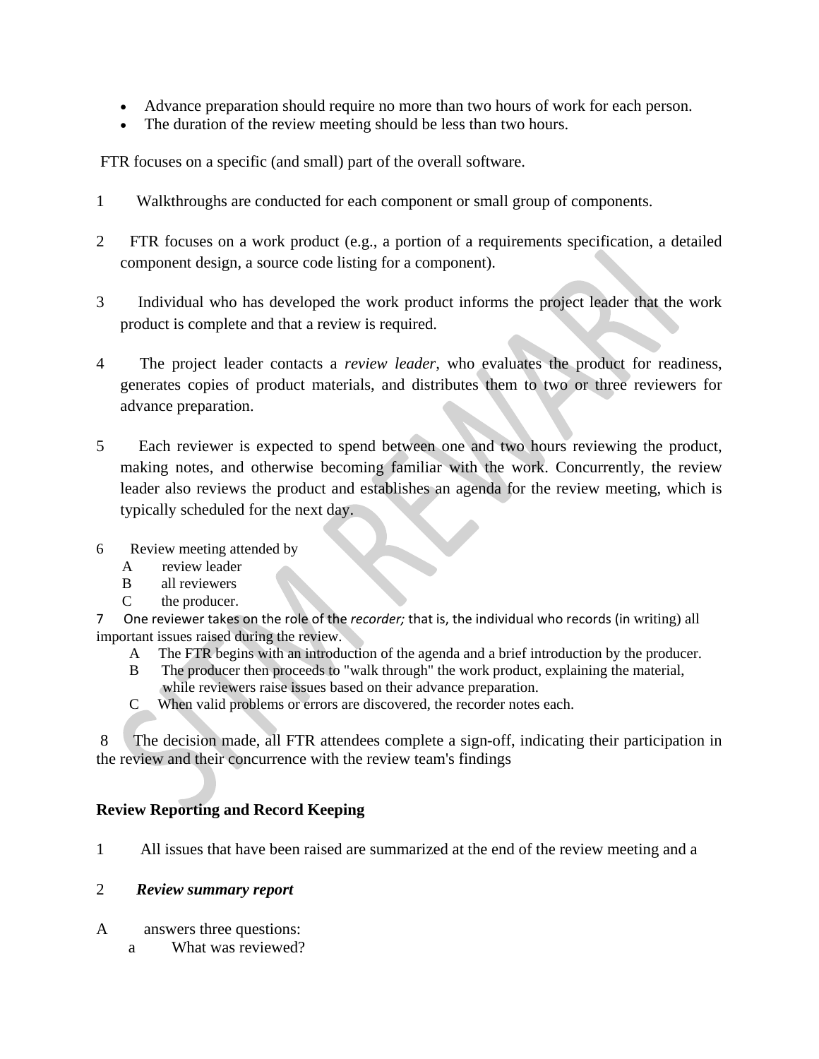- Advance preparation should require no more than two hours of work for each person.
- The duration of the review meeting should be less than two hours.

FTR focuses on a specific (and small) part of the overall software.

1 Walkthroughs are conducted for each component or small group of components.

2 FTR focuses on a work product (e.g., a portion of a requirements specification, a detailed component design, a source code listing for a component).

3 Individual who has developed the work product informs the project leader that the work product is complete and that a review is required.

4 The project leader contacts a *review leader,* who evaluates the product for readiness, generates copies of product materials, and distributes them to two or three reviewers for advance preparation.

5 Each reviewer is expected to spend between one and two hours reviewing the product, making notes, and otherwise becoming familiar with the work. Concurrently, the review leader also reviews the product and establishes an agenda for the review meeting, which is typically scheduled for the next day.

6 Review meeting attended by
 A review leader
 B all reviewers
 C the producer.

7 One reviewer takes on the role of the *recorder;* that is, the individual who records (in writing) all important issues raised during the review.
 A The FTR begins with an introduction of the agenda and a brief introduction by the producer.
 B The producer then proceeds to "walk through" the work product, explaining the material, while reviewers raise issues based on their advance preparation.
 C When valid problems or errors are discovered, the recorder notes each.

8 The decision made, all FTR attendees complete a sign-off, indicating their participation in the review and their concurrence with the review team's findings

**Review Reporting and Record Keeping**

1 All issues that have been raised are summarized at the end of the review meeting and a

2 ***Review summary report***

A answers three questions:
 a What was reviewed?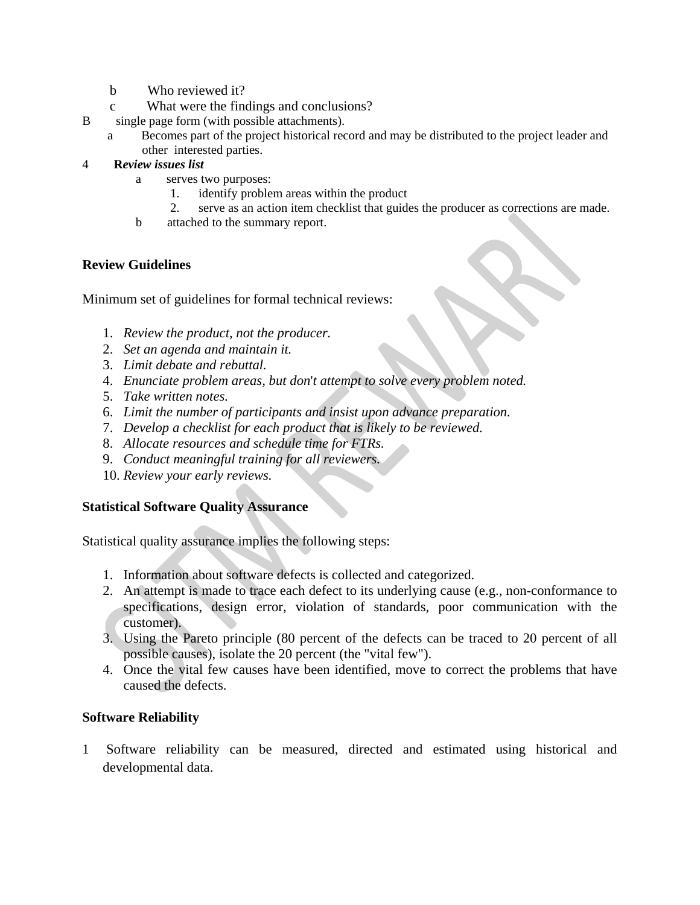b Who reviewed it?

c What were the findings and conclusions?

B single page form (with possible attachments).

a Becomes part of the project historical record and may be distributed to the project leader and other interested parties.

4 ***Review issues list***

a serves two purposes:

1. identify problem areas within the product
2. serve as an action item checklist that guides the producer as corrections are made.

b attached to the summary report.

**Review Guidelines**

Minimum set of guidelines for formal technical reviews:

1. *Review the product, not the producer.*
2. *Set an agenda and maintain it.*
3. *Limit debate and rebuttal.*
4. *Enunciate problem areas, but don't attempt to solve every problem noted.*
5. *Take written notes.*
6. *Limit the number of participants and insist upon advance preparation.*
7. *Develop a checklist for each product that is likely to be reviewed.*
8. *Allocate resources and schedule time for FTRs.*
9. *Conduct meaningful training for all reviewers.*
10. *Review your early reviews.*

**Statistical Software Quality Assurance**

Statistical quality assurance implies the following steps:

1. Information about software defects is collected and categorized.
2. An attempt is made to trace each defect to its underlying cause (e.g., non-conformance to specifications, design error, violation of standards, poor communication with the customer).
3. Using the Pareto principle (80 percent of the defects can be traced to 20 percent of all possible causes), isolate the 20 percent (the "vital few").
4. Once the vital few causes have been identified, move to correct the problems that have caused the defects.

**Software Reliability**

1 Software reliability can be measured, directed and estimated using historical and developmental data.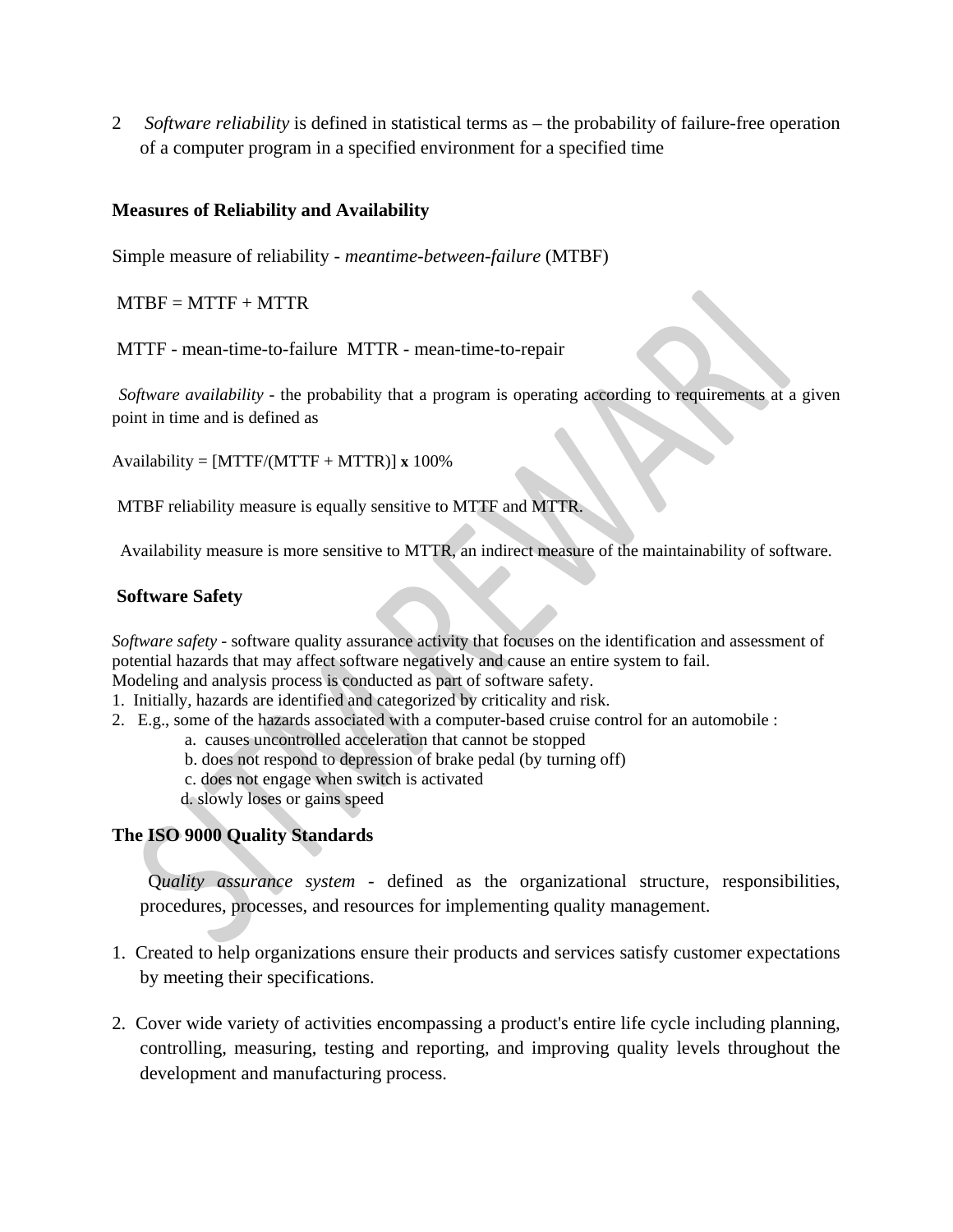2 *Software reliability* is defined in statistical terms as – the probability of failure-free operation of a computer program in a specified environment for a specified time

**Measures of Reliability and Availability**

Simple measure of reliability - *meantime-between-failure* (MTBF)

MTBF = MTTF + MTTR

MTTF - mean-time-to-failure MTTR - mean-time-to-repair

*Software availability* - the probability that a program is operating according to requirements at a given point in time and is defined as

Availability = [MTTF/(MTTF + MTTR)] **x** 100%

MTBF reliability measure is equally sensitive to MTTF and MTTR.

Availability measure is more sensitive to MTTR, an indirect measure of the maintainability of software.

**Software Safety**

*Software safety* - software quality assurance activity that focuses on the identification and assessment of potential hazards that may affect software negatively and cause an entire system to fail.
Modeling and analysis process is conducted as part of software safety.

1. Initially, hazards are identified and categorized by criticality and risk.
2. E.g., some of the hazards associated with a computer-based cruise control for an automobile :
   a. causes uncontrolled acceleration that cannot be stopped
   b. does not respond to depression of brake pedal (by turning off)
   c. does not engage when switch is activated
   d. slowly loses or gains speed

**The ISO 9000 Quality Standards**

*Quality assurance system* - defined as the organizational structure, responsibilities, procedures, processes, and resources for implementing quality management.

1. Created to help organizations ensure their products and services satisfy customer expectations by meeting their specifications.

2. Cover wide variety of activities encompassing a product's entire life cycle including planning, controlling, measuring, testing and reporting, and improving quality levels throughout the development and manufacturing process.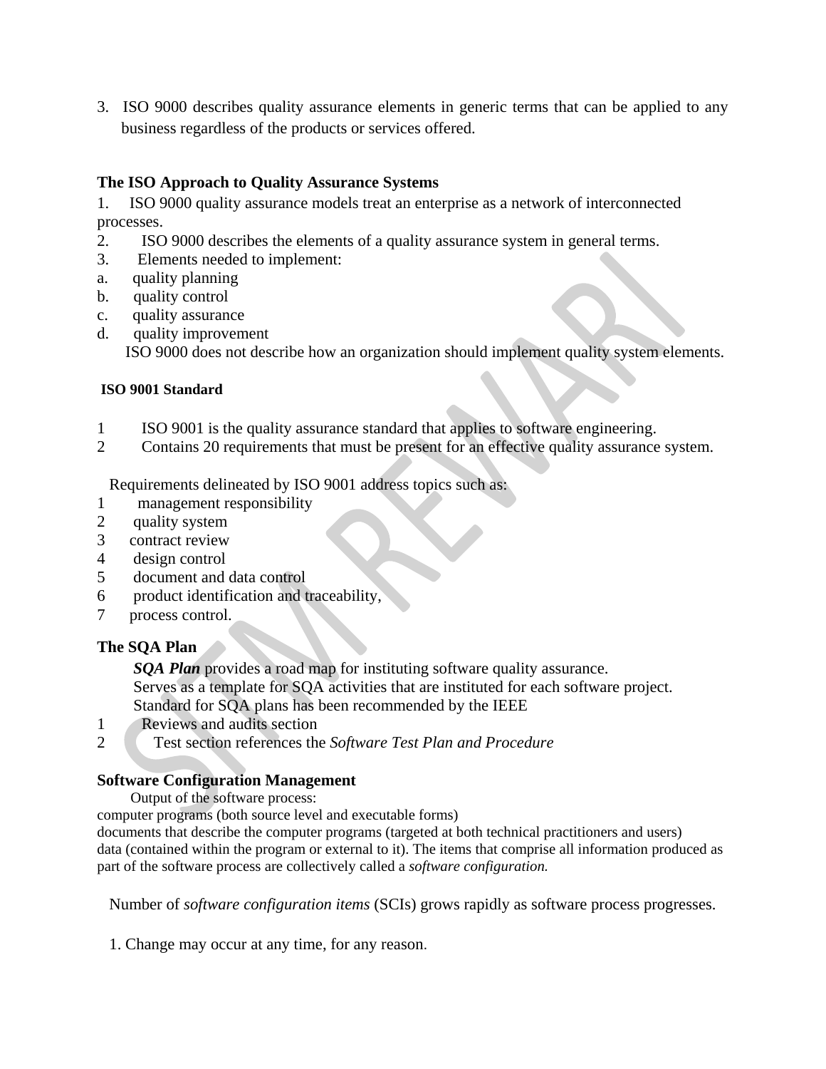3. ISO 9000 describes quality assurance elements in generic terms that can be applied to any business regardless of the products or services offered.

### The ISO Approach to Quality Assurance Systems

1. ISO 9000 quality assurance models treat an enterprise as a network of interconnected processes.
2. ISO 9000 describes the elements of a quality assurance system in general terms.
3. Elements needed to implement:

a. quality planning
b. quality control
c. quality assurance
d. quality improvement

ISO 9000 does not describe how an organization should implement quality system elements.

#### ISO 9001 Standard

1. ISO 9001 is the quality assurance standard that applies to software engineering.
2. Contains 20 requirements that must be present for an effective quality assurance system.

Requirements delineated by ISO 9001 address topics such as:

1. management responsibility
2. quality system
3. contract review
4. design control
5. document and data control
6. product identification and traceability,
7. process control.

### The SQA Plan

***SQA Plan*** provides a road map for instituting software quality assurance.
Serves as a template for SQA activities that are instituted for each software project.
Standard for SQA plans has been recommended by the IEEE

1. Reviews and audits section
2. Test section references the *Software Test Plan and Procedure*

### Software Configuration Management

Output of the software process:
computer programs (both source level and executable forms)
documents that describe the computer programs (targeted at both technical practitioners and users)
data (contained within the program or external to it). The items that comprise all information produced as part of the software process are collectively called a *software configuration.*

Number of *software configuration items* (SCIs) grows rapidly as software process progresses.

1. Change may occur at any time, for any reason.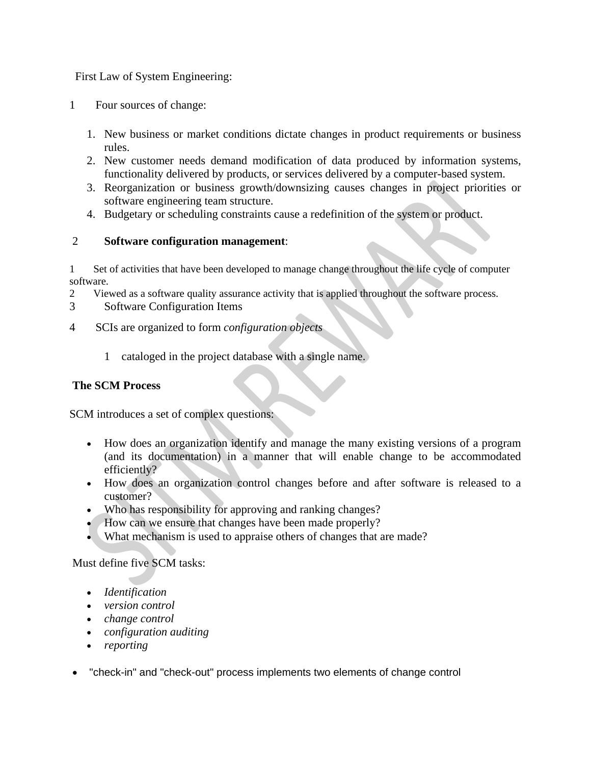First Law of System Engineering:

1 Four sources of change:

1. New business or market conditions dictate changes in product requirements or business rules.
2. New customer needs demand modification of data produced by information systems, functionality delivered by products, or services delivered by a computer-based system.
3. Reorganization or business growth/downsizing causes changes in project priorities or software engineering team structure.
4. Budgetary or scheduling constraints cause a redefinition of the system or product.

2 **Software configuration management**:

1 Set of activities that have been developed to manage change throughout the life cycle of computer software.
2 Viewed as a software quality assurance activity that is applied throughout the software process.
3 Software Configuration Items

4 SCIs are organized to form *configuration objects*

1 cataloged in the project database with a single name.

**The SCM Process**

SCM introduces a set of complex questions:

- How does an organization identify and manage the many existing versions of a program (and its documentation) in a manner that will enable change to be accommodated efficiently?
- How does an organization control changes before and after software is released to a customer?
- Who has responsibility for approving and ranking changes?
- How can we ensure that changes have been made properly?
- What mechanism is used to appraise others of changes that are made?

Must define five SCM tasks:

- *Identification*
- *version control*
- *change control*
- *configuration auditing*
- *reporting*

- "check-in" and "check-out" process implements two elements of change control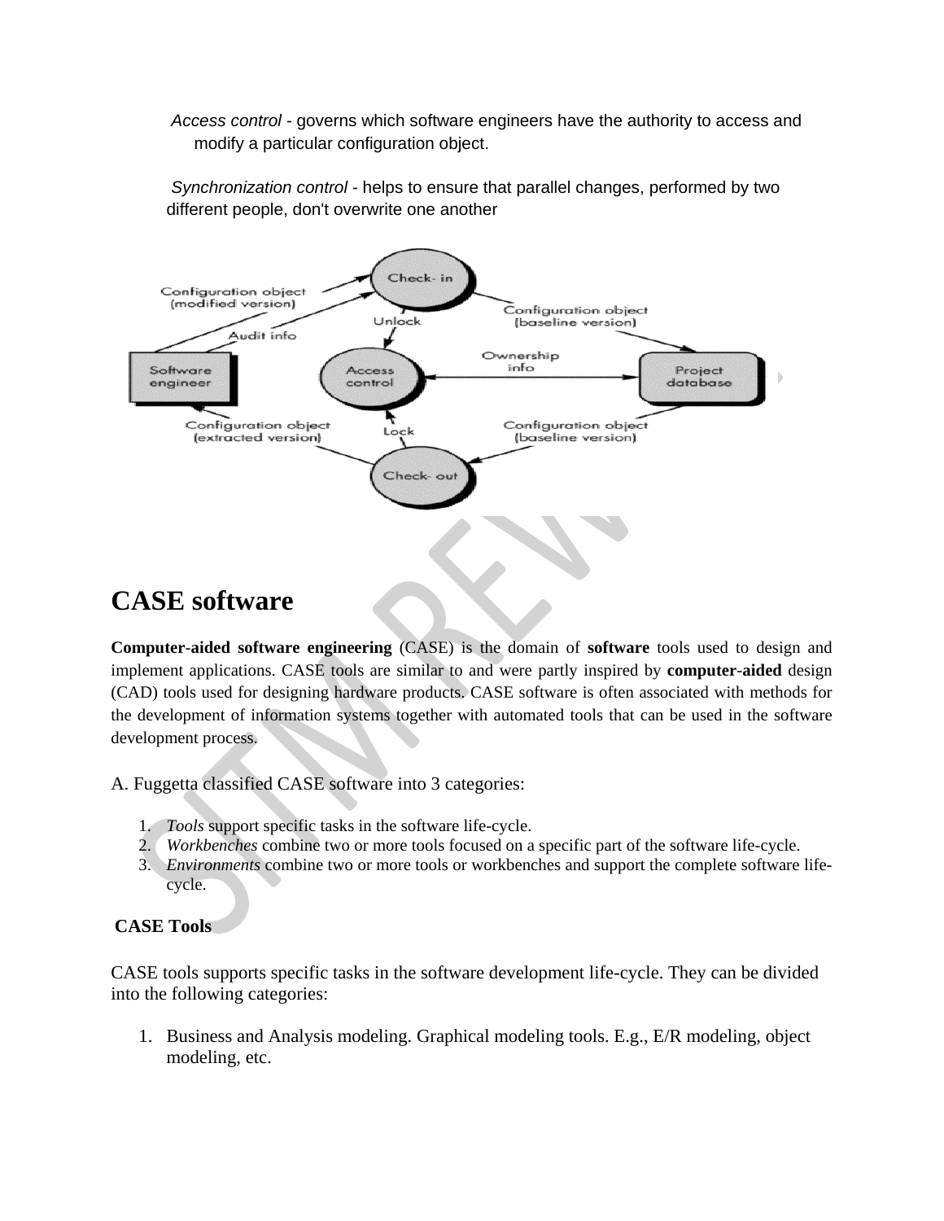*Access control* - governs which software engineers have the authority to access and modify a particular configuration object.

*Synchronization control* - helps to ensure that parallel changes, performed by two different people, don't overwrite one another

# CASE software

**Computer-aided software engineering** (CASE) is the domain of **software** tools used to design and implement applications. CASE tools are similar to and were partly inspired by **computer-aided** design (CAD) tools used for designing hardware products. CASE software is often associated with methods for the development of information systems together with automated tools that can be used in the software development process.

A. Fuggetta classified CASE software into 3 categories:

1. *Tools* support specific tasks in the software life-cycle.
2. *Workbenches* combine two or more tools focused on a specific part of the software life-cycle.
3. *Environments* combine two or more tools or workbenches and support the complete software life-cycle.

**CASE Tools**

CASE tools supports specific tasks in the software development life-cycle. They can be divided into the following categories:

1. Business and Analysis modeling. Graphical modeling tools. E.g., E/R modeling, object modeling, etc.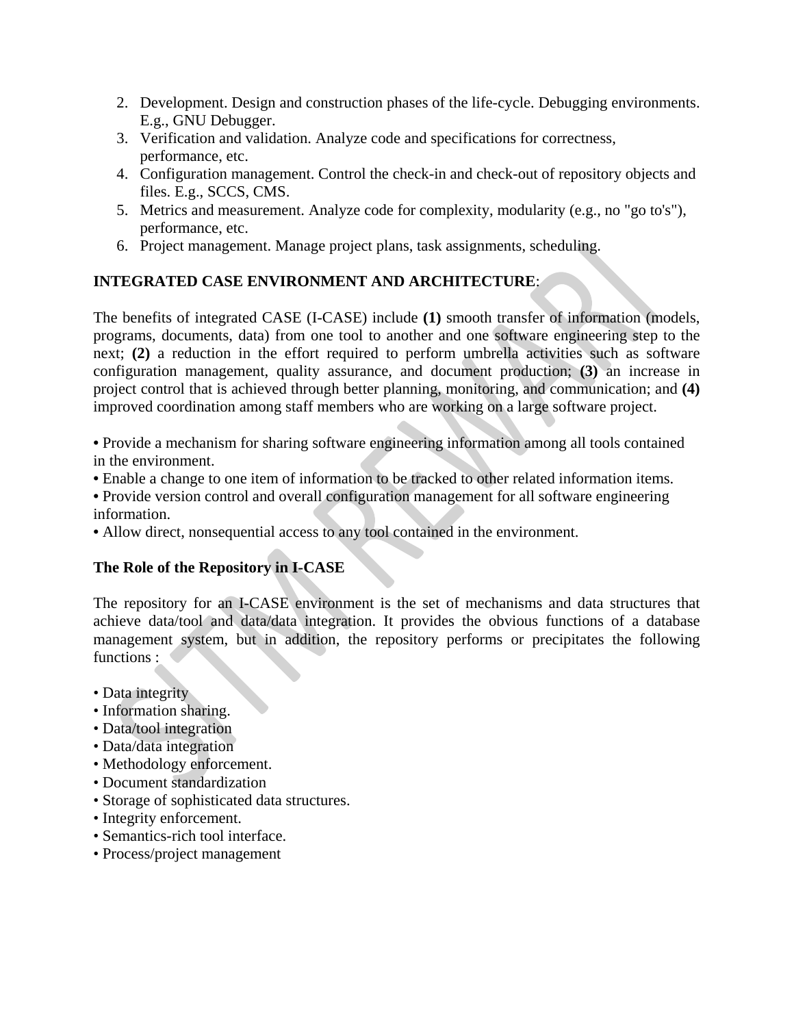2. Development. Design and construction phases of the life-cycle. Debugging environments. E.g., GNU Debugger.
3. Verification and validation. Analyze code and specifications for correctness, performance, etc.
4. Configuration management. Control the check-in and check-out of repository objects and files. E.g., SCCS, CMS.
5. Metrics and measurement. Analyze code for complexity, modularity (e.g., no "go to's"), performance, etc.
6. Project management. Manage project plans, task assignments, scheduling.

**INTEGRATED CASE ENVIRONMENT AND ARCHITECTURE**:

The benefits of integrated CASE (I-CASE) include **(1)** smooth transfer of information (models, programs, documents, data) from one tool to another and one software engineering step to the next; **(2)** a reduction in the effort required to perform umbrella activities such as software configuration management, quality assurance, and document production; **(3)** an increase in project control that is achieved through better planning, monitoring, and communication; and **(4)** improved coordination among staff members who are working on a large software project.

- Provide a mechanism for sharing software engineering information among all tools contained in the environment.
- Enable a change to one item of information to be tracked to other related information items.
- Provide version control and overall configuration management for all software engineering information.
- Allow direct, nonsequential access to any tool contained in the environment.

**The Role of the Repository in I-CASE**

The repository for an I-CASE environment is the set of mechanisms and data structures that achieve data/tool and data/data integration. It provides the obvious functions of a database management system, but in addition, the repository performs or precipitates the following functions :

- Data integrity
- Information sharing.
- Data/tool integration
- Data/data integration
- Methodology enforcement.
- Document standardization
- Storage of sophisticated data structures.
- Integrity enforcement.
- Semantics-rich tool interface.
- Process/project management